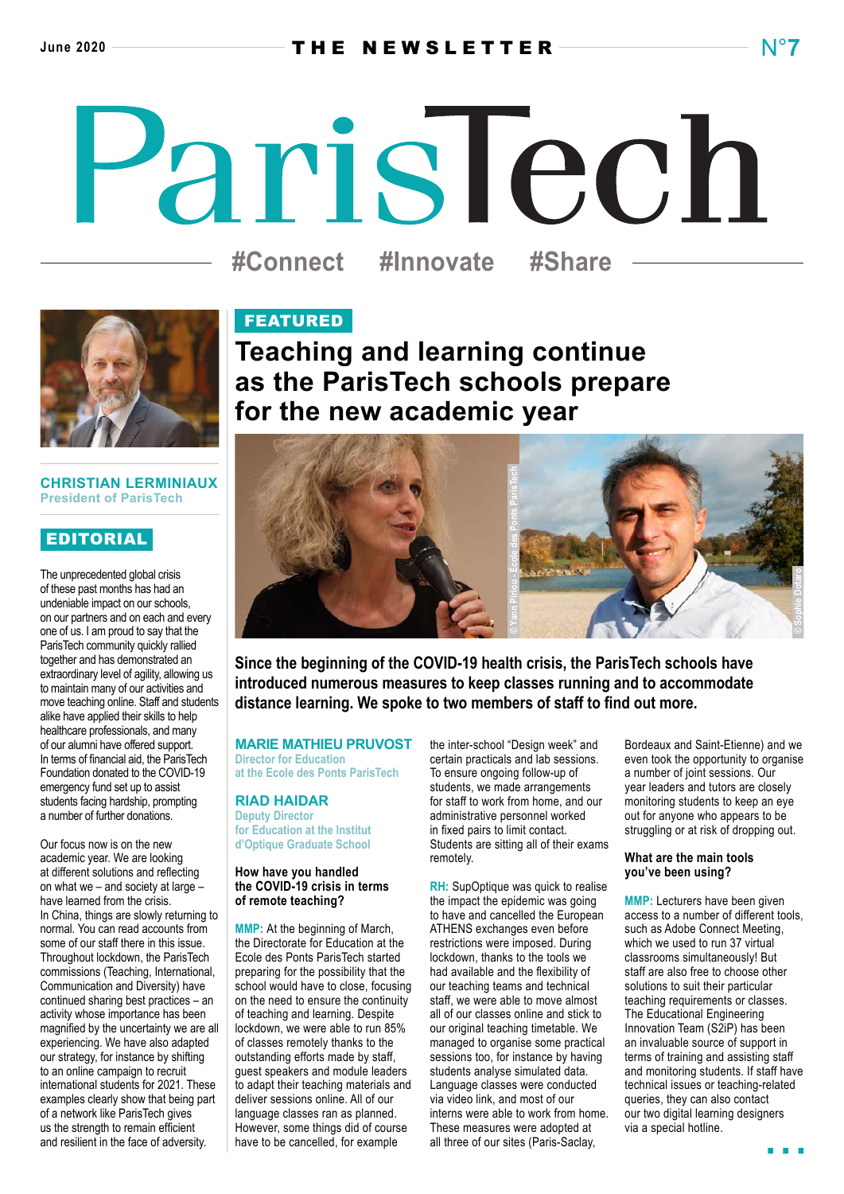June 2020 — THE NEWSLETTER — N°7

# ParisTech

#Connect #Innovate #Share

**CHRISTIAN LERMINIAUX**
President of ParisTech

## EDITORIAL

The unprecedented global crisis of these past months has had an undeniable impact on our schools, on our partners and on each and every one of us. I am proud to say that the ParisTech community quickly rallied together and has demonstrated an extraordinary level of agility, allowing us to maintain many of our activities and move teaching online. Staff and students alike have applied their skills to help healthcare professionals, and many of our alumni have offered support. In terms of financial aid, the ParisTech Foundation donated to the COVID-19 emergency fund set up to assist students facing hardship, prompting a number of further donations.

Our focus now is on the new academic year. We are looking at different solutions and reflecting on what we – and society at large – have learned from the crisis. In China, things are slowly returning to normal. You can read accounts from some of our staff there in this issue. Throughout lockdown, the ParisTech commissions (Teaching, International, Communication and Diversity) have continued sharing best practices – an activity whose importance has been magnified by the uncertainty we are all experiencing. We have also adapted our strategy, for instance by shifting to an online campaign to recruit international students for 2021. These examples clearly show that being part of a network like ParisTech gives us the strength to remain efficient and resilient in the face of adversity.

## FEATURED

# Teaching and learning continue as the ParisTech schools prepare for the new academic year

© Yann Piriou - École des Ponts ParisTech

© Sophie Dotaro

**Since the beginning of the COVID-19 health crisis, the ParisTech schools have introduced numerous measures to keep classes running and to accommodate distance learning. We spoke to two members of staff to find out more.**

**MARIE MATHIEU PRUVOST**
Director for Education at the Ecole des Ponts ParisTech

**RIAD HAIDAR**
Deputy Director for Education at the Institut d'Optique Graduate School

### How have you handled the COVID-19 crisis in terms of remote teaching?

**MMP:** At the beginning of March, the Directorate for Education at the Ecole des Ponts ParisTech started preparing for the possibility that the school would have to close, focusing on the need to ensure the continuity of teaching and learning. Despite lockdown, we were able to run 85% of classes remotely thanks to the outstanding efforts made by staff, guest speakers and module leaders to adapt their teaching materials and deliver sessions online. All of our language classes ran as planned. However, some things did of course have to be cancelled, for example the inter-school "Design week" and certain practicals and lab sessions. To ensure ongoing follow-up of students, we made arrangements for staff to work from home, and our administrative personnel worked in fixed pairs to limit contact. Students are sitting all of their exams remotely.

**RH:** SupOptique was quick to realise the impact the epidemic was going to have and cancelled the European ATHENS exchanges even before restrictions were imposed. During lockdown, thanks to the tools we had available and the flexibility of our teaching teams and technical staff, we were able to move almost all of our classes online and stick to our original teaching timetable. We managed to organise some practical sessions too, for instance by having students analyse simulated data. Language classes were conducted via video link, and most of our interns were able to work from home. These measures were adopted at all three of our sites (Paris-Saclay, Bordeaux and Saint-Etienne) and we even took the opportunity to organise a number of joint sessions. Our year leaders and tutors are closely monitoring students to keep an eye out for anyone who appears to be struggling or at risk of dropping out.

### What are the main tools you've been using?

**MMP:** Lecturers have been given access to a number of different tools, such as Adobe Connect Meeting, which we used to run 37 virtual classrooms simultaneously! But staff are also free to choose other solutions to suit their particular teaching requirements or classes. The Educational Engineering Innovation Team (S2iP) has been an invaluable source of support in terms of training and assisting staff and monitoring students. If staff have technical issues or teaching-related queries, they can also contact our two digital learning designers via a special hotline.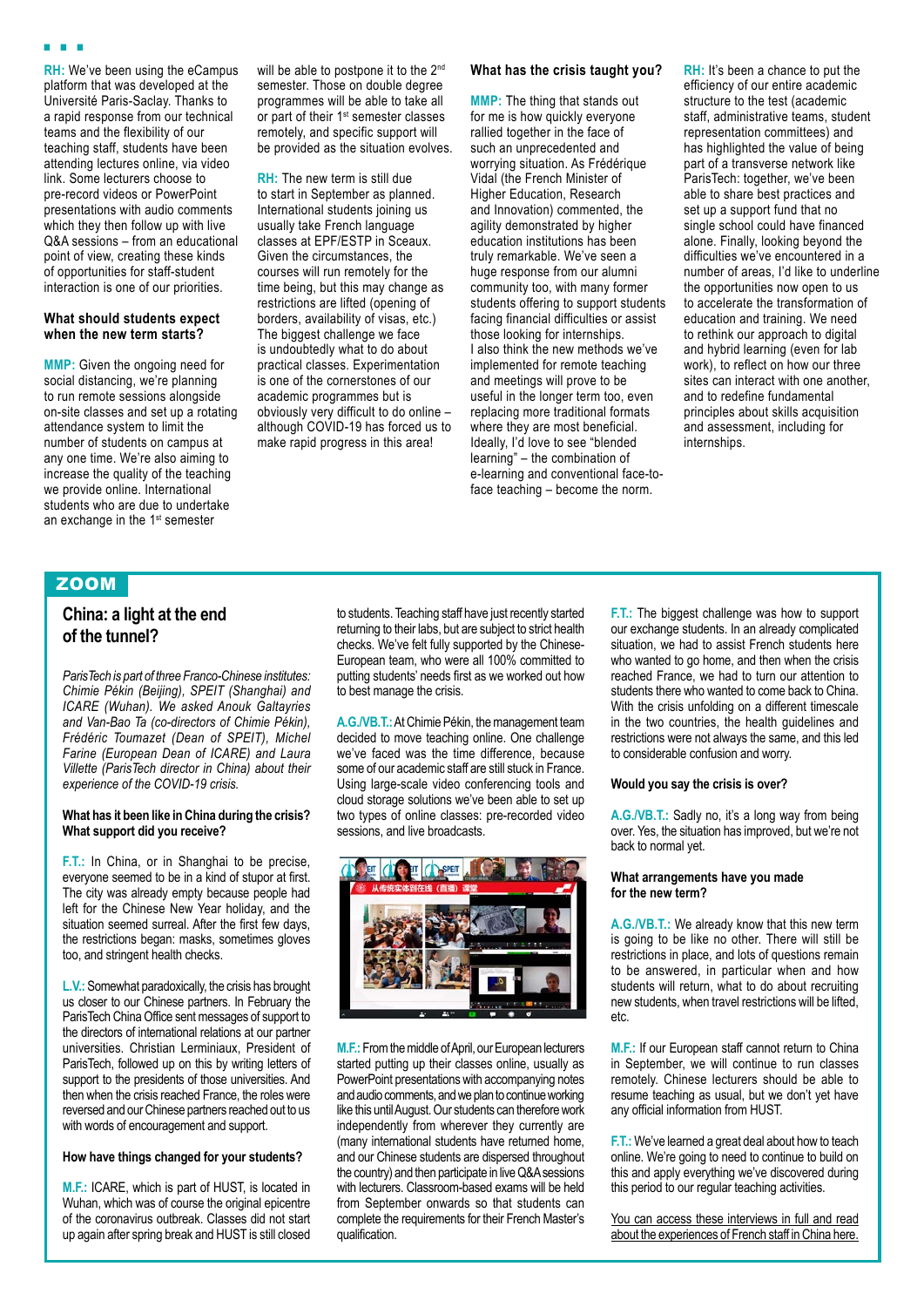**RH:** We've been using the eCampus platform that was developed at the Université Paris-Saclay. Thanks to a rapid response from our technical teams and the flexibility of our teaching staff, students have been attending lectures online, via video link. Some lecturers choose to pre-record videos or PowerPoint presentations with audio comments which they then follow up with live Q&A sessions – from an educational point of view, creating these kinds of opportunities for staff-student interaction is one of our priorities.

### What should students expect when the new term starts?

**MMP:** Given the ongoing need for social distancing, we're planning to run remote sessions alongside on-site classes and set up a rotating attendance system to limit the number of students on campus at any one time. We're also aiming to increase the quality of the teaching we provide online. International students who are due to undertake an exchange in the 1st semester will be able to postpone it to the 2nd semester. Those on double degree programmes will be able to take all or part of their 1st semester classes remotely, and specific support will be provided as the situation evolves.

**RH:** The new term is still due to start in September as planned. International students joining us usually take French language classes at EPF/ESTP in Sceaux. Given the circumstances, the courses will run remotely for the time being, but this may change as restrictions are lifted (opening of borders, availability of visas, etc.) The biggest challenge we face is undoubtedly what to do about practical classes. Experimentation is one of the cornerstones of our academic programmes but is obviously very difficult to do online – although COVID-19 has forced us to make rapid progress in this area!

### What has the crisis taught you?

**MMP:** The thing that stands out for me is how quickly everyone rallied together in the face of such an unprecedented and worrying situation. As Frédérique Vidal (the French Minister of Higher Education, Research and Innovation) commented, the agility demonstrated by higher education institutions has been truly remarkable. We've seen a huge response from our alumni community too, with many former students offering to support students facing financial difficulties or assist those looking for internships. I also think the new methods we've implemented for remote teaching and meetings will prove to be useful in the longer term too, even replacing more traditional formats where they are most beneficial. Ideally, I'd love to see "blended learning" – the combination of e-learning and conventional face-to-face teaching – become the norm.

**RH:** It's been a chance to put the efficiency of our entire academic structure to the test (academic staff, administrative teams, student representation committees) and has highlighted the value of being part of a transverse network like ParisTech: together, we've been able to share best practices and set up a support fund that no single school could have financed alone. Finally, looking beyond the difficulties we've encountered in a number of areas, I'd like to underline the opportunities now open to us to accelerate the transformation of education and training. We need to rethink our approach to digital and hybrid learning (even for lab work), to reflect on how our three sites can interact with one another, and to redefine fundamental principles about skills acquisition and assessment, including for internships.

## ZOOM

## China: a light at the end of the tunnel?

*ParisTech is part of three Franco-Chinese institutes: Chimie Pékin (Beijing), SPEIT (Shanghai) and ICARE (Wuhan). We asked Anouk Galtayries and Van-Bao Ta (co-directors of Chimie Pékin), Frédéric Toumazet (Dean of SPEIT), Michel Farine (European Dean of ICARE) and Laura Villette (ParisTech director in China) about their experience of the COVID-19 crisis.*

### What has it been like in China during the crisis? What support did you receive?

**F.T.:** In China, or in Shanghai to be precise, everyone seemed to be in a kind of stupor at first. The city was already empty because people had left for the Chinese New Year holiday, and the situation seemed surreal. After the first few days, the restrictions began: masks, sometimes gloves too, and stringent health checks.

**L.V.:** Somewhat paradoxically, the crisis has brought us closer to our Chinese partners. In February the ParisTech China Office sent messages of support to the directors of international relations at our partner universities. Christian Lerminiaux, President of ParisTech, followed up on this by writing letters of support to the presidents of those universities. And then when the crisis reached France, the roles were reversed and our Chinese partners reached out to us with words of encouragement and support.

### How have things changed for your students?

**M.F.:** ICARE, which is part of HUST, is located in Wuhan, which was of course the original epicentre of the coronavirus outbreak. Classes did not start up again after spring break and HUST is still closed to students. Teaching staff have just recently started returning to their labs, but are subject to strict health checks. We've felt fully supported by the Chinese-European team, who were all 100% committed to putting students' needs first as we worked out how to best manage the crisis.

**A.G./VB.T.:** At Chimie Pékin, the management team decided to move teaching online. One challenge we've faced was the time difference, because some of our academic staff are still stuck in France. Using large-scale video conferencing tools and cloud storage solutions we've been able to set up two types of online classes: pre-recorded video sessions, and live broadcasts.

**M.F.:** From the middle of April, our European lecturers started putting up their classes online, usually as PowerPoint presentations with accompanying notes and audio comments, and we plan to continue working like this until August. Our students can therefore work independently from wherever they currently are (many international students have returned home, and our Chinese students are dispersed throughout the country) and then participate in live Q&A sessions with lecturers. Classroom-based exams will be held from September onwards so that students can complete the requirements for their French Master's qualification.

**F.T.:** The biggest challenge was how to support our exchange students. In an already complicated situation, we had to assist French students here who wanted to go home, and then when the crisis reached France, we had to turn our attention to students there who wanted to come back to China. With the crisis unfolding on a different timescale in the two countries, the health guidelines and restrictions were not always the same, and this led to considerable confusion and worry.

### Would you say the crisis is over?

**A.G./VB.T.:** Sadly no, it's a long way from being over. Yes, the situation has improved, but we're not back to normal yet.

### What arrangements have you made for the new term?

**A.G./VB.T.:** We already know that this new term is going to be like no other. There will still be restrictions in place, and lots of questions remain to be answered, in particular when and how students will return, what to do about recruiting new students, when travel restrictions will be lifted, etc.

**M.F.:** If our European staff cannot return to China in September, we will continue to run classes remotely. Chinese lecturers should be able to resume teaching as usual, but we don't yet have any official information from HUST.

**F.T.:** We've learned a great deal about how to teach online. We're going to need to continue to build on this and apply everything we've discovered during this period to our regular teaching activities.

You can access these interviews in full and read about the experiences of French staff in China here.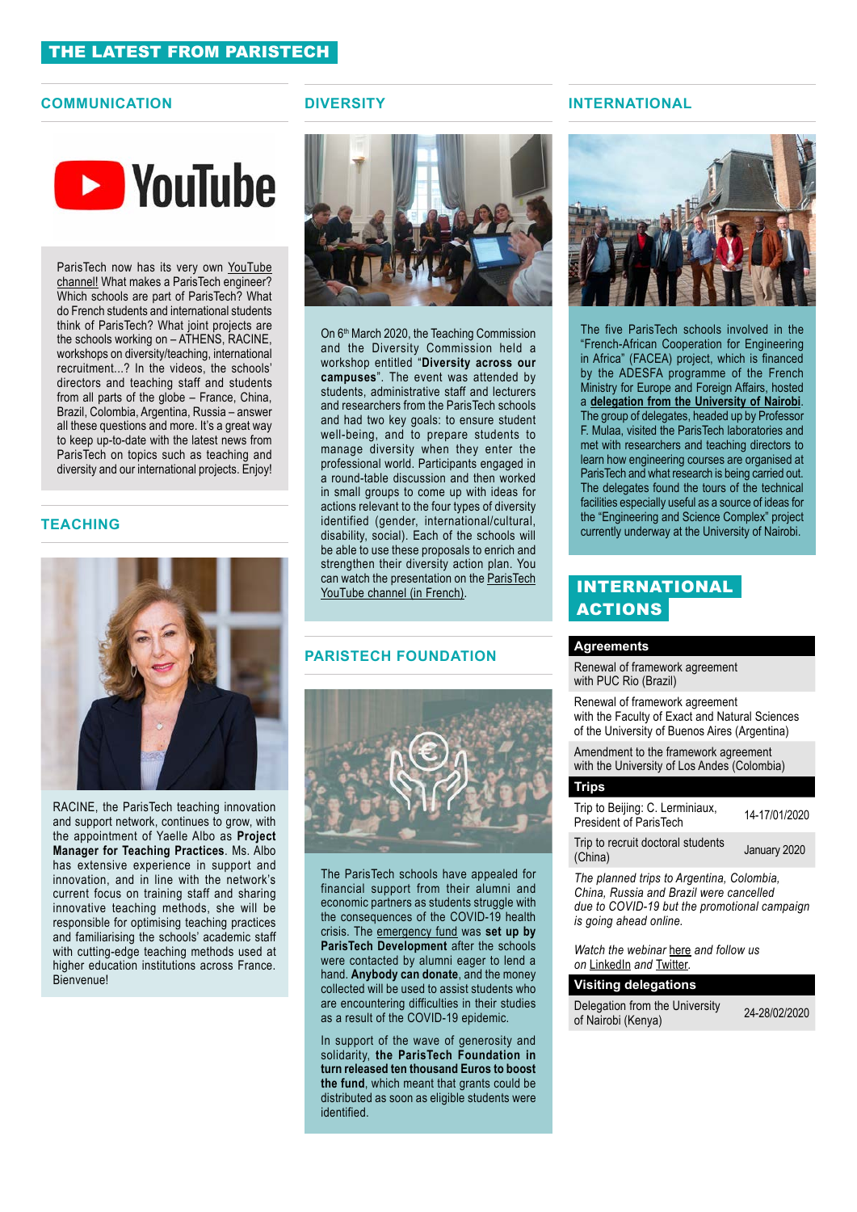# THE LATEST FROM PARISTECH

## COMMUNICATION

ParisTech now has its very own YouTube channel! What makes a ParisTech engineer? Which schools are part of ParisTech? What do French students and international students think of ParisTech? What joint projects are the schools working on – ATHENS, RACINE, workshops on diversity/teaching, international recruitment...? In the videos, the schools' directors and teaching staff and students from all parts of the globe – France, China, Brazil, Colombia, Argentina, Russia – answer all these questions and more. It's a great way to keep up-to-date with the latest news from ParisTech on topics such as teaching and diversity and our international projects. Enjoy!

## TEACHING

RACINE, the ParisTech teaching innovation and support network, continues to grow, with the appointment of Yaelle Albo as **Project Manager for Teaching Practices**. Ms. Albo has extensive experience in support and innovation, and in line with the network's current focus on training staff and sharing innovative teaching methods, she will be responsible for optimising teaching practices and familiarising the schools' academic staff with cutting-edge teaching methods used at higher education institutions across France. Bienvenue!

## DIVERSITY

On 6th March 2020, the Teaching Commission and the Diversity Commission held a workshop entitled "**Diversity across our campuses**". The event was attended by students, administrative staff and lecturers and researchers from the ParisTech schools and had two key goals: to ensure student well-being, and to prepare students to manage diversity when they enter the professional world. Participants engaged in a round-table discussion and then worked in small groups to come up with ideas for actions relevant to the four types of diversity identified (gender, international/cultural, disability, social). Each of the schools will be able to use these proposals to enrich and strengthen their diversity action plan. You can watch the presentation on the ParisTech YouTube channel (in French).

## PARISTECH FOUNDATION

The ParisTech schools have appealed for financial support from their alumni and economic partners as students struggle with the consequences of the COVID-19 health crisis. The emergency fund was **set up by ParisTech Development** after the schools were contacted by alumni eager to lend a hand. **Anybody can donate**, and the money collected will be used to assist students who are encountering difficulties in their studies as a result of the COVID-19 epidemic.

In support of the wave of generosity and solidarity, **the ParisTech Foundation in turn released ten thousand Euros to boost the fund**, which meant that grants could be distributed as soon as eligible students were identified.

## INTERNATIONAL

The five ParisTech schools involved in the "French-African Cooperation for Engineering in Africa" (FACEA) project, which is financed by the ADESFA programme of the French Ministry for Europe and Foreign Affairs, hosted a **delegation from the University of Nairobi**. The group of delegates, headed up by Professor F. Mulaa, visited the ParisTech laboratories and met with researchers and teaching directors to learn how engineering courses are organised at ParisTech and what research is being carried out. The delegates found the tours of the technical facilities especially useful as a source of ideas for the "Engineering and Science Complex" project currently underway at the University of Nairobi.

## INTERNATIONAL ACTIONS

### Agreements

- Renewal of framework agreement with PUC Rio (Brazil)
- Renewal of framework agreement with the Faculty of Exact and Natural Sciences of the University of Buenos Aires (Argentina)
- Amendment to the framework agreement with the University of Los Andes (Colombia)

### Trips

| Trip | Date |
|---|---|
| Trip to Beijing: C. Lerminiaux, President of ParisTech | 14-17/01/2020 |
| Trip to recruit doctoral students (China) | January 2020 |

*The planned trips to Argentina, Colombia, China, Russia and Brazil were cancelled due to COVID-19 but the promotional campaign is going ahead online.*

*Watch the webinar here and follow us on LinkedIn and Twitter.*

### Visiting delegations

| Delegation | Date |
|---|---|
| Delegation from the University of Nairobi (Kenya) | 24-28/02/2020 |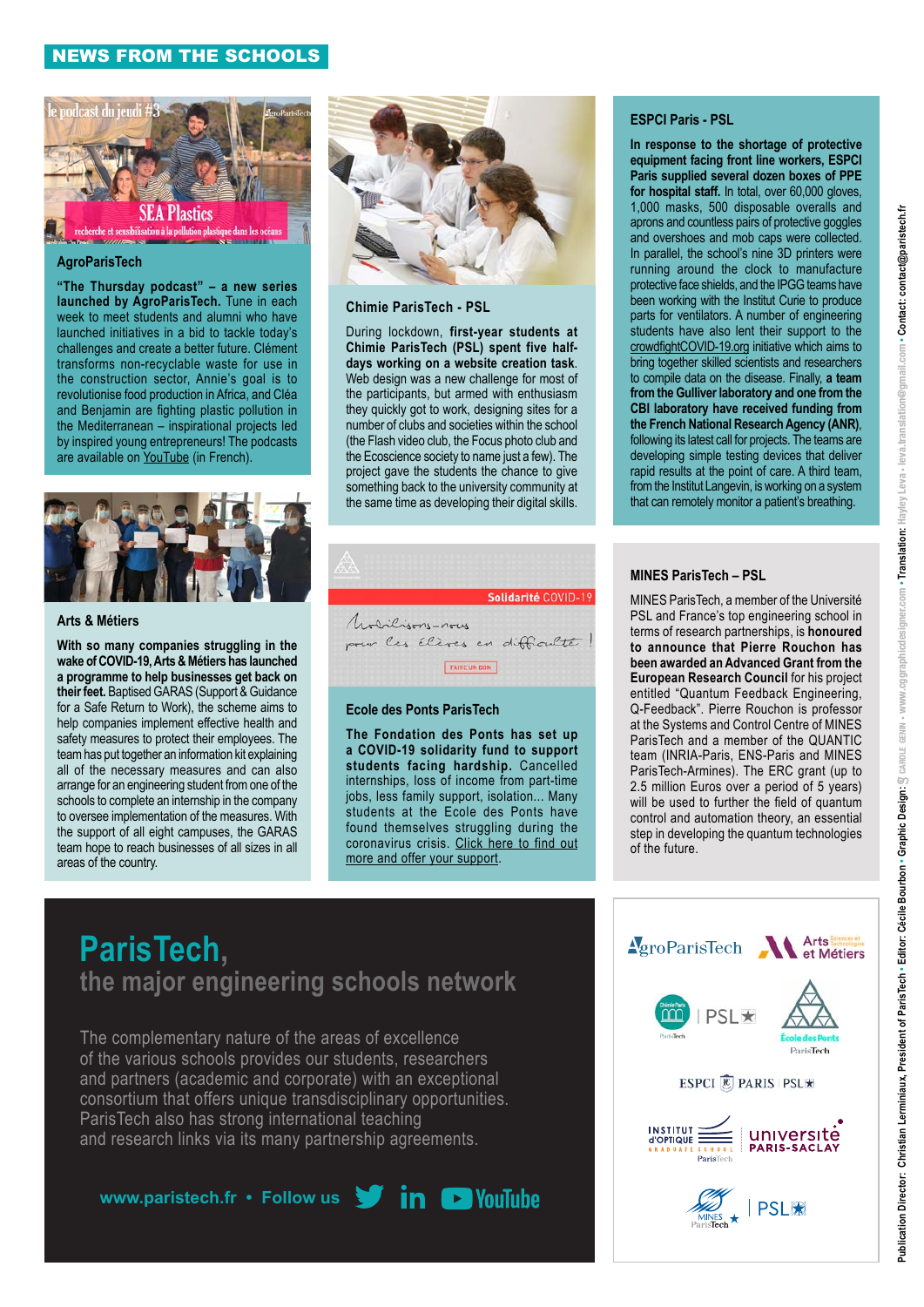## NEWS FROM THE SCHOOLS

le podcast du jeudi #3

SEA Plastics

recherche et sensibilisation à la pollution plastique dans les océans

### AgroParisTech

**“The Thursday podcast” – a new series launched by AgroParisTech.** Tune in each week to meet students and alumni who have launched initiatives in a bid to tackle today's challenges and create a better future. Clément transforms non-recyclable waste for use in the construction sector, Annie's goal is to revolutionise food production in Africa, and Cléa and Benjamin are fighting plastic pollution in the Mediterranean – inspirational projects led by inspired young entrepreneurs! The podcasts are available on YouTube (in French).

### Arts & Métiers

**With so many companies struggling in the wake of COVID-19, Arts & Métiers has launched a programme to help businesses get back on their feet.** Baptised GARAS (Support & Guidance for a Safe Return to Work), the scheme aims to help companies implement effective health and safety measures to protect their employees. The team has put together an information kit explaining all of the necessary measures and can also arrange for an engineering student from one of the schools to complete an internship in the company to oversee implementation of the measures. With the support of all eight campuses, the GARAS team hope to reach businesses of all sizes in all areas of the country.

### Chimie ParisTech - PSL

During lockdown, **first-year students at Chimie ParisTech (PSL) spent five half-days working on a website creation task**. Web design was a new challenge for most of the participants, but armed with enthusiasm they quickly got to work, designing sites for a number of clubs and societies within the school (the Flash video club, the Focus photo club and the Ecoscience society to name just a few). The project gave the students the chance to give something back to the university community at the same time as developing their digital skills.

Solidarité COVID-19

Mobilisons-nous pour les élèves en difficulté !

FAIRE UN DON

### Ecole des Ponts ParisTech

**The Fondation des Ponts has set up a COVID-19 solidarity fund to support students facing hardship.** Cancelled internships, loss of income from part-time jobs, less family support, isolation... Many students at the Ecole des Ponts have found themselves struggling during the coronavirus crisis. Click here to find out more and offer your support.

### ESPCI Paris - PSL

**In response to the shortage of protective equipment facing front line workers, ESPCI Paris supplied several dozen boxes of PPE for hospital staff.** In total, over 60,000 gloves, 1,000 masks, 500 disposable overalls and aprons and countless pairs of protective goggles and overshoes and mob caps were collected. In parallel, the school's nine 3D printers were running around the clock to manufacture protective face shields, and the IPGG teams have been working with the Institut Curie to produce parts for ventilators. A number of engineering students have also lent their support to the crowdfightCOVID-19.org initiative which aims to bring together skilled scientists and researchers to compile data on the disease. Finally, **a team from the Gulliver laboratory and one from the CBI laboratory have received funding from the French National Research Agency (ANR)**, following its latest call for projects. The teams are developing simple testing devices that deliver rapid results at the point of care. A third team, from the Institut Langevin, is working on a system that can remotely monitor a patient's breathing.

### MINES ParisTech – PSL

MINES ParisTech, a member of the Université PSL and France's top engineering school in terms of research partnerships, is **honoured to announce that Pierre Rouchon has been awarded an Advanced Grant from the European Research Council** for his project entitled “Quantum Feedback Engineering, Q-Feedback”. Pierre Rouchon is professor at the Systems and Control Centre of MINES ParisTech and a member of the QUANTIC team (INRIA-Paris, ENS-Paris and MINES ParisTech-Armines). The ERC grant (up to 2.5 million Euros over a period of 5 years) will be used to further the field of quantum control and automation theory, an essential step in developing the quantum technologies of the future.

# ParisTech,
## the major engineering schools network

The complementary nature of the areas of excellence of the various schools provides our students, researchers and partners (academic and corporate) with an exceptional consortium that offers unique transdisciplinary opportunities. ParisTech also has strong international teaching and research links via its many partnership agreements.

www.paristech.fr • Follow us

AgroParisTech · Arts et Métiers · Chimie ParisTech | PSL · École des Ponts ParisTech · ESPCI PARIS | PSL · Institut d'Optique Graduate School ParisTech · université PARIS-SACLAY · MINES ParisTech | PSL

Publication Director: Christian Lerminiaux, President of ParisTech • Editor: Cécile Bourbon • Graphic Design: CAROLE GENIN - www.cggraphicdesigner.com • Translation: Hayley Leva - leva.translation@gmail.com • Contact: contact@paristech.fr